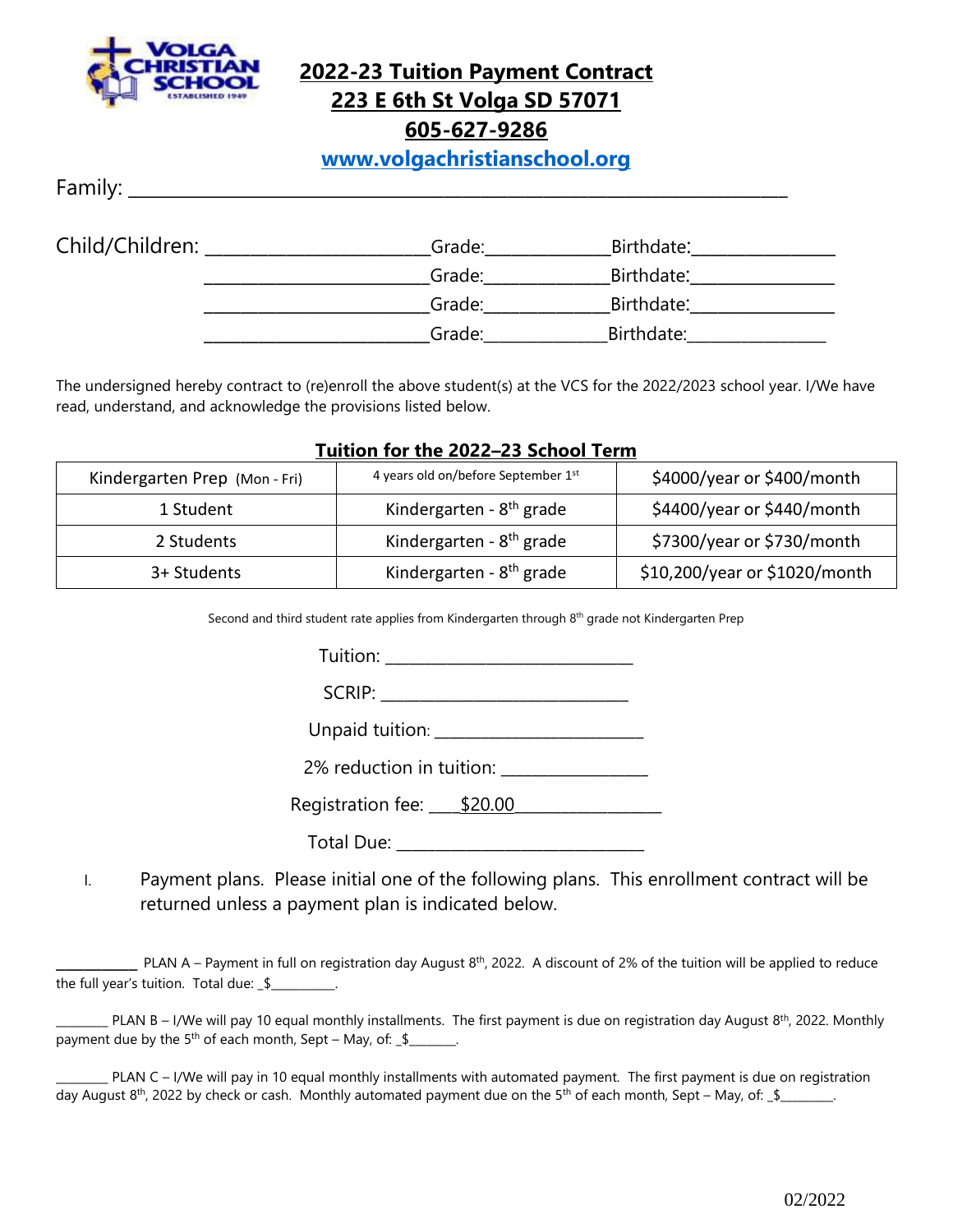## 2022-23 Tuition Payment Contract

## 223 E 6th St Volga SD 57071

## 605-627-9286

**www.volgachristianschool.org**

Family: ___________________________________________________________________

Child/Children: _______________________Grade:_____________Birthdate:_______________

_______________________Grade:_____________Birthdate:_______________

_______________________Grade:_____________Birthdate:_______________

_______________________Grade:_____________Birthdate:_______________

The undersigned hereby contract to (re)enroll the above student(s) at the VCS for the 2022/2023 school year. I/We have read, understand, and acknowledge the provisions listed below.

### Tuition for the 2022–23 School Term

| Kindergarten Prep (Mon - Fri) | 4 years old on/before September 1st | $4000/year or $400/month |
|---|---|---|
| 1 Student | Kindergarten - 8th grade | $4400/year or $440/month |
| 2 Students | Kindergarten - 8th grade | $7300/year or $730/month |
| 3+ Students | Kindergarten - 8th grade | $10,200/year or $1020/month |

Second and third student rate applies from Kindergarten through 8th grade not Kindergarten Prep

Tuition: __________________________

SCRIP: __________________________

Unpaid tuition: ______________________

2% reduction in tuition: _______________

Registration fee: ____$20.00_______________

Total Due: __________________________

I. Payment plans. Please initial one of the following plans. This enrollment contract will be returned unless a payment plan is indicated below.

__________ PLAN A – Payment in full on registration day August 8th, 2022. A discount of 2% of the tuition will be applied to reduce the full year's tuition. Total due: _$_________.

________ PLAN B – I/We will pay 10 equal monthly installments. The first payment is due on registration day August 8th, 2022. Monthly payment due by the 5th of each month, Sept – May, of: _$_______.

________ PLAN C – I/We will pay in 10 equal monthly installments with automated payment. The first payment is due on registration day August 8th, 2022 by check or cash. Monthly automated payment due on the 5th of each month, Sept – May, of: _$________.

02/2022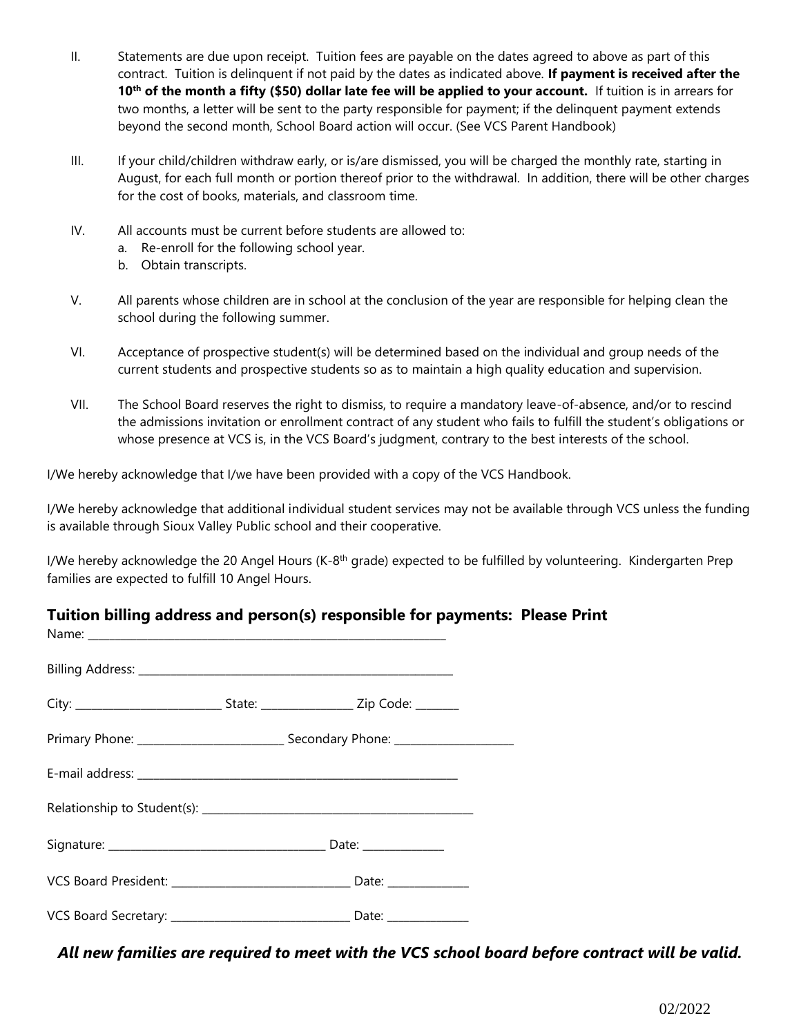II. Statements are due upon receipt. Tuition fees are payable on the dates agreed to above as part of this contract. Tuition is delinquent if not paid by the dates as indicated above. **If payment is received after the 10th of the month a fifty ($50) dollar late fee will be applied to your account.** If tuition is in arrears for two months, a letter will be sent to the party responsible for payment; if the delinquent payment extends beyond the second month, School Board action will occur. (See VCS Parent Handbook)

III. If your child/children withdraw early, or is/are dismissed, you will be charged the monthly rate, starting in August, for each full month or portion thereof prior to the withdrawal. In addition, there will be other charges for the cost of books, materials, and classroom time.

IV. All accounts must be current before students are allowed to:
   a. Re-enroll for the following school year.
   b. Obtain transcripts.

V. All parents whose children are in school at the conclusion of the year are responsible for helping clean the school during the following summer.

VI. Acceptance of prospective student(s) will be determined based on the individual and group needs of the current students and prospective students so as to maintain a high quality education and supervision.

VII. The School Board reserves the right to dismiss, to require a mandatory leave-of-absence, and/or to rescind the admissions invitation or enrollment contract of any student who fails to fulfill the student's obligations or whose presence at VCS is, in the VCS Board's judgment, contrary to the best interests of the school.

I/We hereby acknowledge that I/we have been provided with a copy of the VCS Handbook.

I/We hereby acknowledge that additional individual student services may not be available through VCS unless the funding is available through Sioux Valley Public school and their cooperative.

I/We hereby acknowledge the 20 Angel Hours (K-8th grade) expected to be fulfilled by volunteering. Kindergarten Prep families are expected to fulfill 10 Angel Hours.

## Tuition billing address and person(s) responsible for payments: Please Print

Name: ______________________________________________

Billing Address: ______________________________________

City: ____________________ State: ____________ Zip Code: ______

Primary Phone: ____________________ Secondary Phone: ________________

E-mail address: ______________________________________

Relationship to Student(s): ____________________________________

Signature: ______________________________ Date: ___________

VCS Board President: ________________________ Date: ___________

VCS Board Secretary: ________________________ Date: ___________

***All new families are required to meet with the VCS school board before contract will be valid.***

02/2022